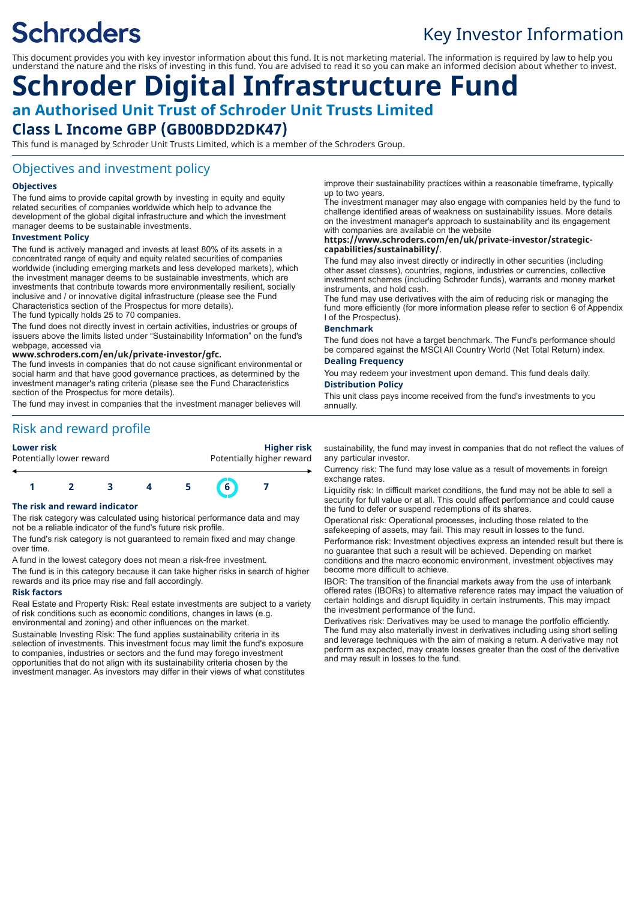Schroders

Key Investor Information

This document provides you with key investor information about this fund. It is not marketing material. The information is required by law to help you understand the nature and the risks of investing in this fund. You are advised to read it so you can make an informed decision about whether to invest.

# Schroder Digital Infrastructure Fund

## an Authorised Unit Trust of Schroder Unit Trusts Limited

## Class L Income GBP (GB00BDD2DK47)

This fund is managed by Schroder Unit Trusts Limited, which is a member of the Schroders Group.

## Objectives and investment policy

### Objectives

The fund aims to provide capital growth by investing in equity and equity related securities of companies worldwide which help to advance the development of the global digital infrastructure and which the investment manager deems to be sustainable investments.

### Investment Policy

The fund is actively managed and invests at least 80% of its assets in a concentrated range of equity and equity related securities of companies worldwide (including emerging markets and less developed markets), which the investment manager deems to be sustainable investments, which are investments that contribute towards more environmentally resilient, socially inclusive and / or innovative digital infrastructure (please see the Fund Characteristics section of the Prospectus for more details).
The fund typically holds 25 to 70 companies.

The fund does not directly invest in certain activities, industries or groups of issuers above the limits listed under "Sustainability Information" on the fund's webpage, accessed via
**www.schroders.com/en/uk/private-investor/gfc.**

The fund invests in companies that do not cause significant environmental or social harm and that have good governance practices, as determined by the investment manager's rating criteria (please see the Fund Characteristics section of the Prospectus for more details).

The fund may invest in companies that the investment manager believes will improve their sustainability practices within a reasonable timeframe, typically up to two years.
The investment manager may also engage with companies held by the fund to challenge identified areas of weakness on sustainability issues. More details on the investment manager's approach to sustainability and its engagement with companies are available on the website
**https://www.schroders.com/en/uk/private-investor/strategic-capabilities/sustainability/**.

The fund may also invest directly or indirectly in other securities (including other asset classes), countries, regions, industries or currencies, collective investment schemes (including Schroder funds), warrants and money market instruments, and hold cash.
The fund may use derivatives with the aim of reducing risk or managing the fund more efficiently (for more information please refer to section 6 of Appendix I of the Prospectus).

### Benchmark

The fund does not have a target benchmark. The Fund's performance should be compared against the MSCI All Country World (Net Total Return) index.

### Dealing Frequency

You may redeem your investment upon demand. This fund deals daily.

### Distribution Policy

This unit class pays income received from the fund's investments to you annually.

## Risk and reward profile

| **Lower risk** Potentially lower reward | | | | | | **Higher risk** Potentially higher reward |
|---|---|---|---|---|---|---|
| 1 | 2 | 3 | 4 | 5 | **6** | 7 |

### The risk and reward indicator

The risk category was calculated using historical performance data and may not be a reliable indicator of the fund's future risk profile.

The fund's risk category is not guaranteed to remain fixed and may change over time.

A fund in the lowest category does not mean a risk-free investment.

The fund is in this category because it can take higher risks in search of higher rewards and its price may rise and fall accordingly.

### Risk factors

Real Estate and Property Risk: Real estate investments are subject to a variety of risk conditions such as economic conditions, changes in laws (e.g. environmental and zoning) and other influences on the market.

Sustainable Investing Risk: The fund applies sustainability criteria in its selection of investments. This investment focus may limit the fund's exposure to companies, industries or sectors and the fund may forego investment opportunities that do not align with its sustainability criteria chosen by the investment manager. As investors may differ in their views of what constitutes sustainability, the fund may invest in companies that do not reflect the values of any particular investor.

Currency risk: The fund may lose value as a result of movements in foreign exchange rates.

Liquidity risk: In difficult market conditions, the fund may not be able to sell a security for full value or at all. This could affect performance and could cause the fund to defer or suspend redemptions of its shares.

Operational risk: Operational processes, including those related to the safekeeping of assets, may fail. This may result in losses to the fund.

Performance risk: Investment objectives express an intended result but there is no guarantee that such a result will be achieved. Depending on market conditions and the macro economic environment, investment objectives may become more difficult to achieve.

IBOR: The transition of the financial markets away from the use of interbank offered rates (IBORs) to alternative reference rates may impact the valuation of certain holdings and disrupt liquidity in certain instruments. This may impact the investment performance of the fund.

Derivatives risk: Derivatives may be used to manage the portfolio efficiently. The fund may also materially invest in derivatives including using short selling and leverage techniques with the aim of making a return. A derivative may not perform as expected, may create losses greater than the cost of the derivative and may result in losses to the fund.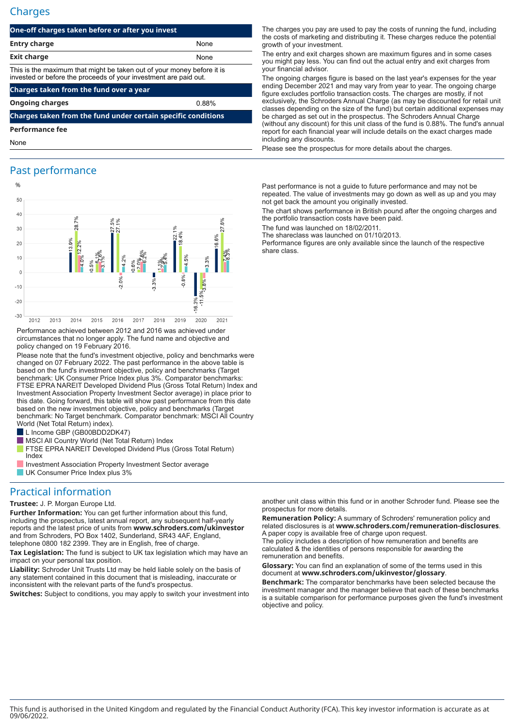## Charges

| One-off charges taken before or after you invest | |
|---|---|
| **Entry charge** | None |
| **Exit charge** | None |
| This is the maximum that might be taken out of your money before it is invested or before the proceeds of your investment are paid out. | |
| **Charges taken from the fund over a year** | |
| **Ongoing charges** | 0.88% |
| **Charges taken from the fund under certain specific conditions** | |
| **Performance fee** | |
| None | |

The charges you pay are used to pay the costs of running the fund, including the costs of marketing and distributing it. These charges reduce the potential growth of your investment.

The entry and exit charges shown are maximum figures and in some cases you might pay less. You can find out the actual entry and exit charges from your financial advisor.

The ongoing charges figure is based on the last year's expenses for the year ending December 2021 and may vary from year to year. The ongoing charge figure excludes portfolio transaction costs. The charges are mostly, if not exclusively, the Schroders Annual Charge (as may be discounted for retail unit classes depending on the size of the fund) but certain additional expenses may be charged as set out in the prospectus. The Schroders Annual Charge (without any discount) for this unit class of the fund is 0.88%. The fund's annual report for each financial year will include details on the exact charges made including any discounts.

Please see the prospectus for more details about the charges.

## Past performance

%

50
40
30
20
10
0
-10
-20
-30

2012 2013 2014 2015 2016 2017 2018 2019 2020 2021

13.9% 28.7% 12.2% 4.0%
0.5% 6.1% 6.6% 3.1%
27.5% 27.1% -2.0% 4.2%
0.6% 2.0% 7.6% 6.2%
-3.3% 1.1% 2.9% 5.4%
22.1% 18.4% -0.8% 4.5%
-16.3% -11.5% -3.8% 3.3%
16.6% 27.6% 7.4% 8.3%

Performance achieved between 2012 and 2016 was achieved under circumstances that no longer apply. The fund name and objective and policy changed on 19 February 2016.

Please note that the fund's investment objective, policy and benchmarks were changed on 07 February 2022. The past performance in the above table is based on the fund's investment objective, policy and benchmarks (Target benchmark: UK Consumer Price Index plus 3%. Comparator benchmarks: FTSE EPRA NAREIT Developed Dividend Plus (Gross Total Return) Index and Investment Association Property Investment Sector average) in place prior to this date. Going forward, this table will show past performance from this date based on the new investment objective, policy and benchmarks (Target benchmark: No Target benchmark. Comparator benchmark: MSCI All Country World (Net Total Return) index).

- L Income GBP (GB00BDD2DK47)
- MSCI All Country World (Net Total Return) Index
- FTSE EPRA NAREIT Developed Dividend Plus (Gross Total Return) Index
- Investment Association Property Investment Sector average
- UK Consumer Price Index plus 3%

Past performance is not a guide to future performance and may not be repeated. The value of investments may go down as well as up and you may not get back the amount you originally invested.

The chart shows performance in British pound after the ongoing charges and the portfolio transaction costs have been paid.

The fund was launched on 18/02/2011.

The shareclass was launched on 01/10/2013.

Performance figures are only available since the launch of the respective share class.

## Practical information

**Trustee:** J. P. Morgan Europe Ltd.

**Further Information:** You can get further information about this fund, including the prospectus, latest annual report, any subsequent half-yearly reports and the latest price of units from **www.schroders.com/ukinvestor** and from Schroders, PO Box 1402, Sunderland, SR43 4AF, England, telephone 0800 182 2399. They are in English, free of charge.

**Tax Legislation:** The fund is subject to UK tax legislation which may have an impact on your personal tax position.

**Liability:** Schroder Unit Trusts Ltd may be held liable solely on the basis of any statement contained in this document that is misleading, inaccurate or inconsistent with the relevant parts of the fund's prospectus.

**Switches:** Subject to conditions, you may apply to switch your investment into another unit class within this fund or in another Schroder fund. Please see the prospectus for more details.

**Remuneration Policy:** A summary of Schroders' remuneration policy and related disclosures is at **www.schroders.com/remuneration-disclosures**. A paper copy is available free of charge upon request. The policy includes a description of how remuneration and benefits are calculated & the identities of persons responsible for awarding the remuneration and benefits.

**Glossary:** You can find an explanation of some of the terms used in this document at **www.schroders.com/ukinvestor/glossary**.

**Benchmark:** The comparator benchmarks have been selected because the investment manager and the manager believe that each of these benchmarks is a suitable comparison for performance purposes given the fund's investment objective and policy.

This fund is authorised in the United Kingdom and regulated by the Financial Conduct Authority (FCA). This key investor information is accurate as at 09/06/2022.